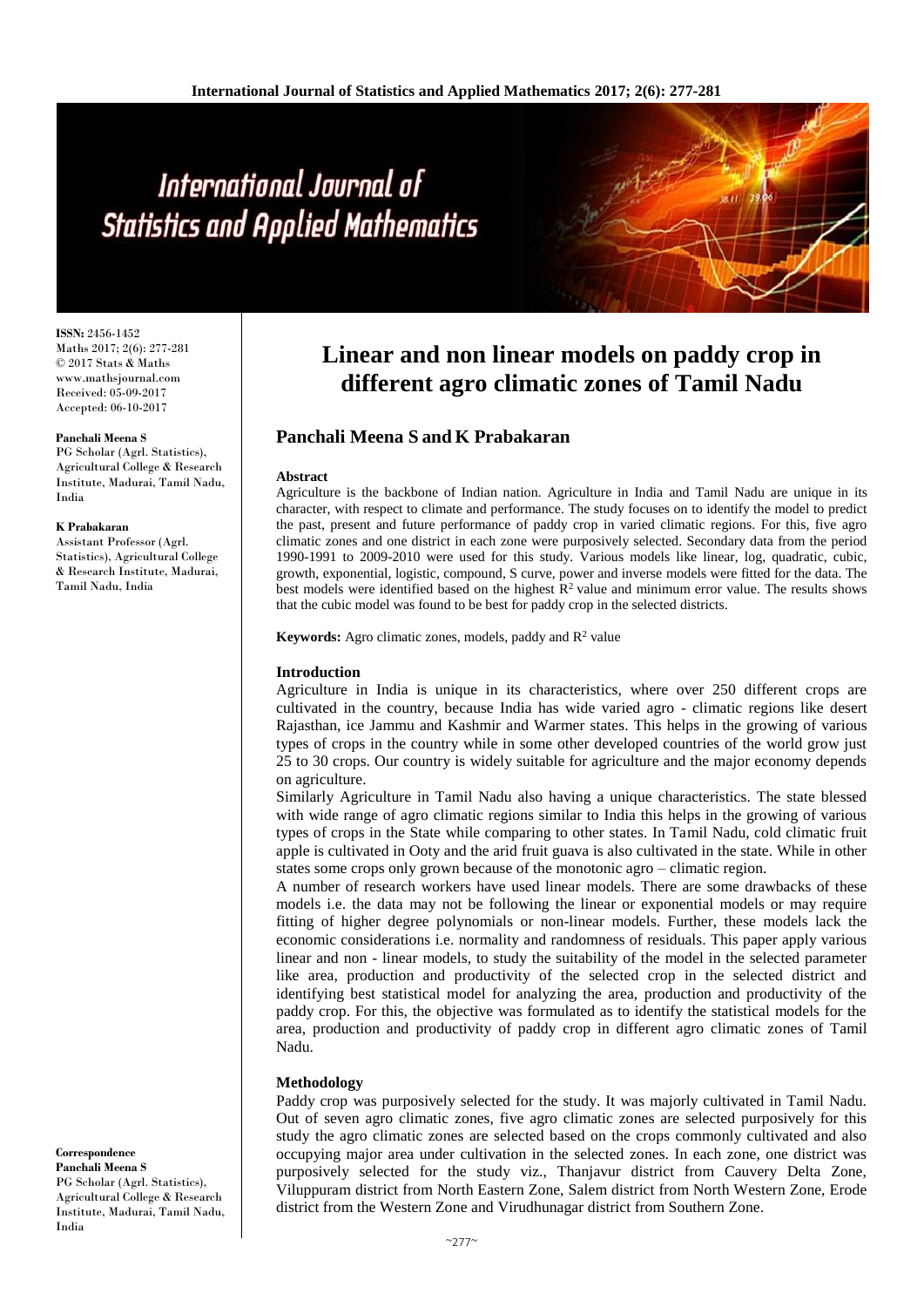# Linear and non linear models on paddy crop in different agro climatic zones of Tamil Nadu

## Panchali Meena S and K Prabakaran

**ISSN:** 2456-1452
Maths 2017; 2(6): 277-281
© 2017 Stats & Maths
www.mathsjournal.com
Received: 05-09-2017
Accepted: 06-10-2017

**Panchali Meena S**
PG Scholar (Agrl. Statistics), Agricultural College & Research Institute, Madurai, Tamil Nadu, India

**K Prabakaran**
Assistant Professor (Agrl. Statistics), Agricultural College & Research Institute, Madurai, Tamil Nadu, India

**Correspondence**
**Panchali Meena S**
PG Scholar (Agrl. Statistics), Agricultural College & Research Institute, Madurai, Tamil Nadu, India

### Abstract

Agriculture is the backbone of Indian nation. Agriculture in India and Tamil Nadu are unique in its character, with respect to climate and performance. The study focuses on to identify the model to predict the past, present and future performance of paddy crop in varied climatic regions. For this, five agro climatic zones and one district in each zone were purposively selected. Secondary data from the period 1990-1991 to 2009-2010 were used for this study. Various models like linear, log, quadratic, cubic, growth, exponential, logistic, compound, S curve, power and inverse models were fitted for the data. The best models were identified based on the highest $R^2$ value and minimum error value. The results shows that the cubic model was found to be best for paddy crop in the selected districts.

**Keywords:** Agro climatic zones, models, paddy and $R^2$ value

### Introduction

Agriculture in India is unique in its characteristics, where over 250 different crops are cultivated in the country, because India has wide varied agro - climatic regions like desert Rajasthan, ice Jammu and Kashmir and Warmer states. This helps in the growing of various types of crops in the country while in some other developed countries of the world grow just 25 to 30 crops. Our country is widely suitable for agriculture and the major economy depends on agriculture.

Similarly Agriculture in Tamil Nadu also having a unique characteristics. The state blessed with wide range of agro climatic regions similar to India this helps in the growing of various types of crops in the State while comparing to other states. In Tamil Nadu, cold climatic fruit apple is cultivated in Ooty and the arid fruit guava is also cultivated in the state. While in other states some crops only grown because of the monotonic agro – climatic region.

A number of research workers have used linear models. There are some drawbacks of these models i.e. the data may not be following the linear or exponential models or may require fitting of higher degree polynomials or non-linear models. Further, these models lack the economic considerations i.e. normality and randomness of residuals. This paper apply various linear and non - linear models, to study the suitability of the model in the selected parameter like area, production and productivity of the selected crop in the selected district and identifying best statistical model for analyzing the area, production and productivity of the paddy crop. For this, the objective was formulated as to identify the statistical models for the area, production and productivity of paddy crop in different agro climatic zones of Tamil Nadu.

### Methodology

Paddy crop was purposively selected for the study. It was majorly cultivated in Tamil Nadu. Out of seven agro climatic zones, five agro climatic zones are selected purposively for this study the agro climatic zones are selected based on the crops commonly cultivated and also occupying major area under cultivation in the selected zones. In each zone, one district was purposively selected for the study viz., Thanjavur district from Cauvery Delta Zone, Viluppuram district from North Eastern Zone, Salem district from North Western Zone, Erode district from the Western Zone and Virudhunagar district from Southern Zone.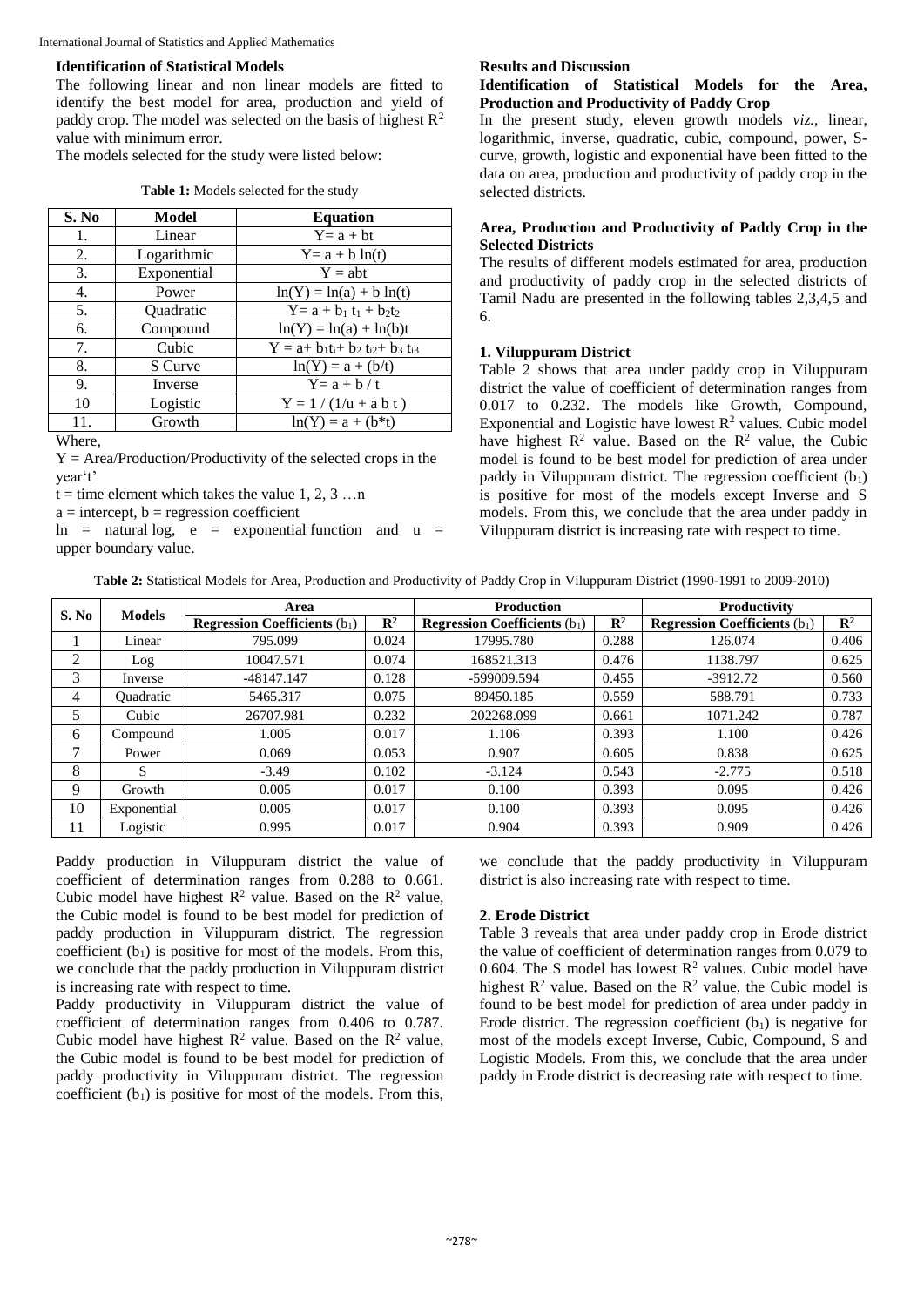### Identification of Statistical Models

The following linear and non linear models are fitted to identify the best model for area, production and yield of paddy crop. The model was selected on the basis of highest $R^2$ value with minimum error.

The models selected for the study were listed below:

**Table 1:** Models selected for the study

| S. No | Model | Equation |
|---|---|---|
| 1. | Linear | $Y= a + bt$ |
| 2. | Logarithmic | $Y= a + b \ln(t)$ |
| 3. | Exponential | $Y = abt$ |
| 4. | Power | $\ln(Y) = \ln(a) + b \ln(t)$ |
| 5. | Quadratic | $Y= a + b_1 t_1 + b_2 t_2$ |
| 6. | Compound | $\ln(Y) = \ln(a) + \ln(b)t$ |
| 7. | Cubic | $Y = a+ b_1 t_i + b_2 t_{i2} + b_3 t_{i3}$ |
| 8. | S Curve | $\ln(Y) = a + (b/t)$ |
| 9. | Inverse | $Y= a + b / t$ |
| 10 | Logistic | $Y = 1 / (1/u + a b t )$ |
| 11. | Growth | $\ln(Y) = a + (b*t)$ |

Where,

Y = Area/Production/Productivity of the selected crops in the year't'

t = time element which takes the value 1, 2, 3 …n

a = intercept, b = regression coefficient

ln = natural log, e = exponential function and u = upper boundary value.

## Results and Discussion

### Identification of Statistical Models for the Area, Production and Productivity of Paddy Crop

In the present study, eleven growth models *viz.*, linear, logarithmic, inverse, quadratic, cubic, compound, power, S-curve, growth, logistic and exponential have been fitted to the data on area, production and productivity of paddy crop in the selected districts.

### Area, Production and Productivity of Paddy Crop in the Selected Districts

The results of different models estimated for area, production and productivity of paddy crop in the selected districts of Tamil Nadu are presented in the following tables 2,3,4,5 and 6.

### 1. Viluppuram District

Table 2 shows that area under paddy crop in Viluppuram district the value of coefficient of determination ranges from 0.017 to 0.232. The models like Growth, Compound, Exponential and Logistic have lowest $R^2$ values. Cubic model have highest $R^2$ value. Based on the $R^2$ value, the Cubic model is found to be best model for prediction of area under paddy in Viluppuram district. The regression coefficient ($b_1$) is positive for most of the models except Inverse and S models. From this, we conclude that the area under paddy in Viluppuram district is increasing rate with respect to time.

**Table 2:** Statistical Models for Area, Production and Productivity of Paddy Crop in Viluppuram District (1990-1991 to 2009-2010)

| S. No | Models | Area | | Production | | Productivity | |
|---|---|---|---|---|---|---|---|
| | | Regression Coefficients ($b_1$) | $R^2$ | Regression Coefficients ($b_1$) | $R^2$ | Regression Coefficients ($b_1$) | $R^2$ |
| 1 | Linear | 795.099 | 0.024 | 17995.780 | 0.288 | 126.074 | 0.406 |
| 2 | Log | 10047.571 | 0.074 | 168521.313 | 0.476 | 1138.797 | 0.625 |
| 3 | Inverse | -48147.147 | 0.128 | -599009.594 | 0.455 | -3912.72 | 0.560 |
| 4 | Quadratic | 5465.317 | 0.075 | 89450.185 | 0.559 | 588.791 | 0.733 |
| 5 | Cubic | 26707.981 | 0.232 | 202268.099 | 0.661 | 1071.242 | 0.787 |
| 6 | Compound | 1.005 | 0.017 | 1.106 | 0.393 | 1.100 | 0.426 |
| 7 | Power | 0.069 | 0.053 | 0.907 | 0.605 | 0.838 | 0.625 |
| 8 | S | -3.49 | 0.102 | -3.124 | 0.543 | -2.775 | 0.518 |
| 9 | Growth | 0.005 | 0.017 | 0.100 | 0.393 | 0.095 | 0.426 |
| 10 | Exponential | 0.005 | 0.017 | 0.100 | 0.393 | 0.095 | 0.426 |
| 11 | Logistic | 0.995 | 0.017 | 0.904 | 0.393 | 0.909 | 0.426 |

Paddy production in Viluppuram district the value of coefficient of determination ranges from 0.288 to 0.661. Cubic model have highest $R^2$ value. Based on the $R^2$ value, the Cubic model is found to be best model for prediction of paddy production in Viluppuram district. The regression coefficient ($b_1$) is positive for most of the models. From this, we conclude that the paddy production in Viluppuram district is increasing rate with respect to time.

Paddy productivity in Viluppuram district the value of coefficient of determination ranges from 0.406 to 0.787. Cubic model have highest $R^2$ value. Based on the $R^2$ value, the Cubic model is found to be best model for prediction of paddy productivity in Viluppuram district. The regression coefficient ($b_1$) is positive for most of the models. From this, we conclude that the paddy productivity in Viluppuram district is also increasing rate with respect to time.

### 2. Erode District

Table 3 reveals that area under paddy crop in Erode district the value of coefficient of determination ranges from 0.079 to 0.604. The S model has lowest $R^2$ values. Cubic model have highest $R^2$ value. Based on the $R^2$ value, the Cubic model is found to be best model for prediction of area under paddy in Erode district. The regression coefficient ($b_1$) is negative for most of the models except Inverse, Cubic, Compound, S and Logistic Models. From this, we conclude that the area under paddy in Erode district is decreasing rate with respect to time.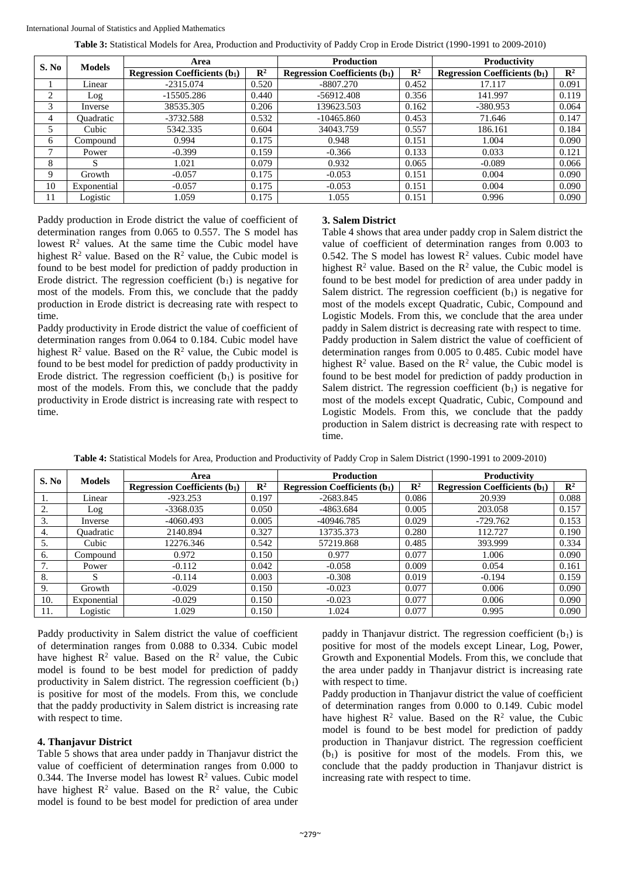**Table 3:** Statistical Models for Area, Production and Productivity of Paddy Crop in Erode District (1990-1991 to 2009-2010)

| S. No | Models | Area | | Production | | Productivity | |
|---|---|---|---|---|---|---|---|
| | | Regression Coefficients ($b_1$) | $R^2$ | Regression Coefficients ($b_1$) | $R^2$ | Regression Coefficients ($b_1$) | $R^2$ |
| 1 | Linear | -2315.074 | 0.520 | -8807.270 | 0.452 | 17.117 | 0.091 |
| 2 | Log | -15505.286 | 0.440 | -56912.408 | 0.356 | 141.997 | 0.119 |
| 3 | Inverse | 38535.305 | 0.206 | 139623.503 | 0.162 | -380.953 | 0.064 |
| 4 | Quadratic | -3732.588 | 0.532 | -10465.860 | 0.453 | 71.646 | 0.147 |
| 5 | Cubic | 5342.335 | 0.604 | 34043.759 | 0.557 | 186.161 | 0.184 |
| 6 | Compound | 0.994 | 0.175 | 0.948 | 0.151 | 1.004 | 0.090 |
| 7 | Power | -0.399 | 0.159 | -0.366 | 0.133 | 0.033 | 0.121 |
| 8 | S | 1.021 | 0.079 | 0.932 | 0.065 | -0.089 | 0.066 |
| 9 | Growth | -0.057 | 0.175 | -0.053 | 0.151 | 0.004 | 0.090 |
| 10 | Exponential | -0.057 | 0.175 | -0.053 | 0.151 | 0.004 | 0.090 |
| 11 | Logistic | 1.059 | 0.175 | 1.055 | 0.151 | 0.996 | 0.090 |

Paddy production in Erode district the value of coefficient of determination ranges from 0.065 to 0.557. The S model has lowest $R^2$ values. At the same time the Cubic model have highest $R^2$ value. Based on the $R^2$ value, the Cubic model is found to be best model for prediction of paddy production in Erode district. The regression coefficient ($b_1$) is negative for most of the models. From this, we conclude that the paddy production in Erode district is decreasing rate with respect to time.

Paddy productivity in Erode district the value of coefficient of determination ranges from 0.064 to 0.184. Cubic model have highest $R^2$ value. Based on the $R^2$ value, the Cubic model is found to be best model for prediction of paddy productivity in Erode district. The regression coefficient ($b_1$) is positive for most of the models. From this, we conclude that the paddy productivity in Erode district is increasing rate with respect to time.

### 3. Salem District

Table 4 shows that area under paddy crop in Salem district the value of coefficient of determination ranges from 0.003 to 0.542. The S model has lowest $R^2$ values. Cubic model have highest $R^2$ value. Based on the $R^2$ value, the Cubic model is found to be best model for prediction of area under paddy in Salem district. The regression coefficient ($b_1$) is negative for most of the models except Quadratic, Cubic, Compound and Logistic Models. From this, we conclude that the area under paddy in Salem district is decreasing rate with respect to time.

Paddy production in Salem district the value of coefficient of determination ranges from 0.005 to 0.485. Cubic model have highest $R^2$ value. Based on the $R^2$ value, the Cubic model is found to be best model for prediction of paddy production in Salem district. The regression coefficient ($b_1$) is negative for most of the models except Quadratic, Cubic, Compound and Logistic Models. From this, we conclude that the paddy production in Salem district is decreasing rate with respect to time.

**Table 4:** Statistical Models for Area, Production and Productivity of Paddy Crop in Salem District (1990-1991 to 2009-2010)

| S. No | Models | Area | | Production | | Productivity | |
|---|---|---|---|---|---|---|---|
| | | Regression Coefficients ($b_1$) | $R^2$ | Regression Coefficients ($b_1$) | $R^2$ | Regression Coefficients ($b_1$) | $R^2$ |
| 1. | Linear | -923.253 | 0.197 | -2683.845 | 0.086 | 20.939 | 0.088 |
| 2. | Log | -3368.035 | 0.050 | -4863.684 | 0.005 | 203.058 | 0.157 |
| 3. | Inverse | -4060.493 | 0.005 | -40946.785 | 0.029 | -729.762 | 0.153 |
| 4. | Quadratic | 2140.894 | 0.327 | 13735.373 | 0.280 | 112.727 | 0.190 |
| 5. | Cubic | 12276.346 | 0.542 | 57219.868 | 0.485 | 393.999 | 0.334 |
| 6. | Compound | 0.972 | 0.150 | 0.977 | 0.077 | 1.006 | 0.090 |
| 7. | Power | -0.112 | 0.042 | -0.058 | 0.009 | 0.054 | 0.161 |
| 8. | S | -0.114 | 0.003 | -0.308 | 0.019 | -0.194 | 0.159 |
| 9. | Growth | -0.029 | 0.150 | -0.023 | 0.077 | 0.006 | 0.090 |
| 10. | Exponential | -0.029 | 0.150 | -0.023 | 0.077 | 0.006 | 0.090 |
| 11. | Logistic | 1.029 | 0.150 | 1.024 | 0.077 | 0.995 | 0.090 |

Paddy productivity in Salem district the value of coefficient of determination ranges from 0.088 to 0.334. Cubic model have highest $R^2$ value. Based on the $R^2$ value, the Cubic model is found to be best model for prediction of paddy productivity in Salem district. The regression coefficient ($b_1$) is positive for most of the models. From this, we conclude that the paddy productivity in Salem district is increasing rate with respect to time.

### 4. Thanjavur District

Table 5 shows that area under paddy in Thanjavur district the value of coefficient of determination ranges from 0.000 to 0.344. The Inverse model has lowest $R^2$ values. Cubic model have highest $R^2$ value. Based on the $R^2$ value, the Cubic model is found to be best model for prediction of area under paddy in Thanjavur district. The regression coefficient ($b_1$) is positive for most of the models except Linear, Log, Power, Growth and Exponential Models. From this, we conclude that the area under paddy in Thanjavur district is increasing rate with respect to time.

Paddy production in Thanjavur district the value of coefficient of determination ranges from 0.000 to 0.149. Cubic model have highest $R^2$ value. Based on the $R^2$ value, the Cubic model is found to be best model for prediction of paddy production in Thanjavur district. The regression coefficient ($b_1$) is positive for most of the models. From this, we conclude that the paddy production in Thanjavur district is increasing rate with respect to time.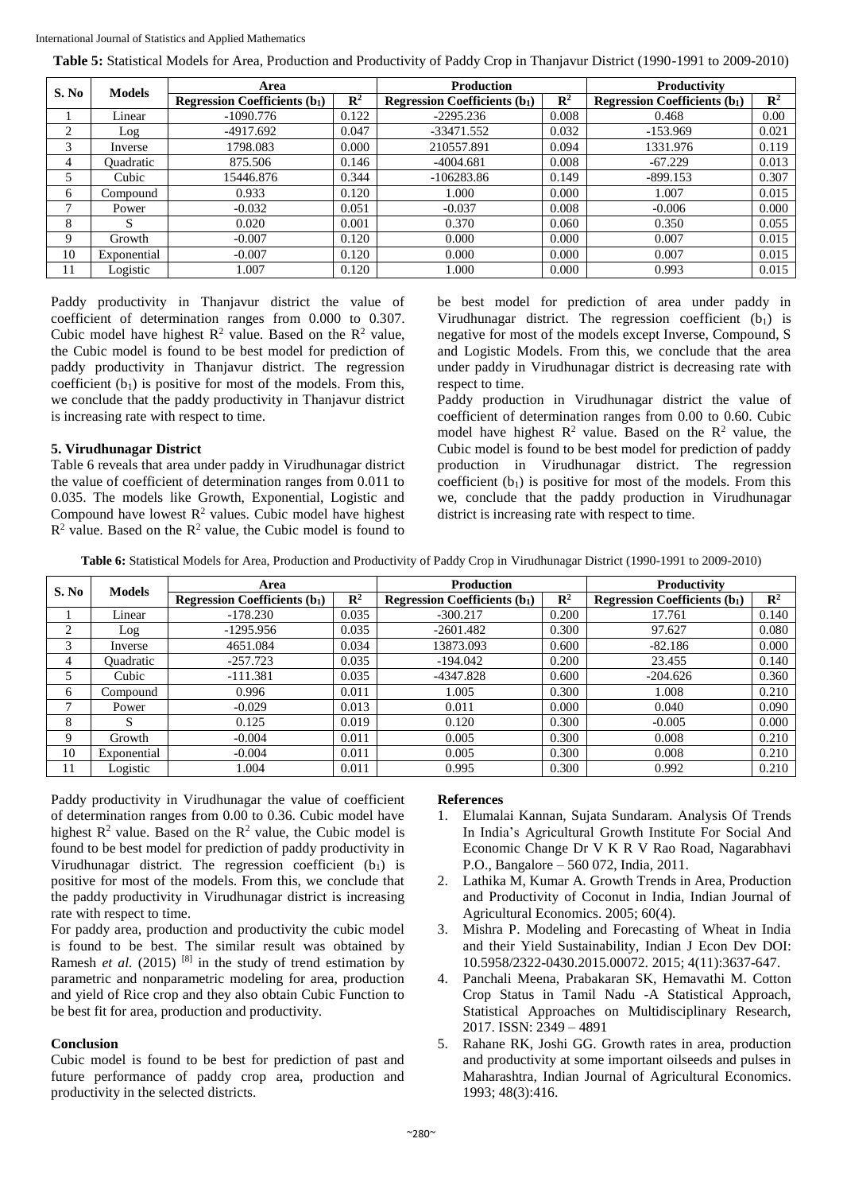**Table 5:** Statistical Models for Area, Production and Productivity of Paddy Crop in Thanjavur District (1990-1991 to 2009-2010)

| S. No | Models | Area | | Production | | Productivity | |
|---|---|---|---|---|---|---|---|
| | | Regression Coefficients ($b_1$) | $R^2$ | Regression Coefficients ($b_1$) | $R^2$ | Regression Coefficients ($b_1$) | $R^2$ |
| 1 | Linear | -1090.776 | 0.122 | -2295.236 | 0.008 | 0.468 | 0.00 |
| 2 | Log | -4917.692 | 0.047 | -33471.552 | 0.032 | -153.969 | 0.021 |
| 3 | Inverse | 1798.083 | 0.000 | 210557.891 | 0.094 | 1331.976 | 0.119 |
| 4 | Quadratic | 875.506 | 0.146 | -4004.681 | 0.008 | -67.229 | 0.013 |
| 5 | Cubic | 15446.876 | 0.344 | -106283.86 | 0.149 | -899.153 | 0.307 |
| 6 | Compound | 0.933 | 0.120 | 1.000 | 0.000 | 1.007 | 0.015 |
| 7 | Power | -0.032 | 0.051 | -0.037 | 0.008 | -0.006 | 0.000 |
| 8 | S | 0.020 | 0.001 | 0.370 | 0.060 | 0.350 | 0.055 |
| 9 | Growth | -0.007 | 0.120 | 0.000 | 0.000 | 0.007 | 0.015 |
| 10 | Exponential | -0.007 | 0.120 | 0.000 | 0.000 | 0.007 | 0.015 |
| 11 | Logistic | 1.007 | 0.120 | 1.000 | 0.000 | 0.993 | 0.015 |

Paddy productivity in Thanjavur district the value of coefficient of determination ranges from 0.000 to 0.307. Cubic model have highest $R^2$ value. Based on the $R^2$ value, the Cubic model is found to be best model for prediction of paddy productivity in Thanjavur district. The regression coefficient ($b_1$) is positive for most of the models. From this, we conclude that the paddy productivity in Thanjavur district is increasing rate with respect to time.

### 5. Virudhunagar District

Table 6 reveals that area under paddy in Virudhunagar district the value of coefficient of determination ranges from 0.011 to 0.035. The models like Growth, Exponential, Logistic and Compound have lowest $R^2$ values. Cubic model have highest $R^2$ value. Based on the $R^2$ value, the Cubic model is found to be best model for prediction of area under paddy in Virudhunagar district. The regression coefficient ($b_1$) is negative for most of the models except Inverse, Compound, S and Logistic Models. From this, we conclude that the area under paddy in Virudhunagar district is decreasing rate with respect to time.

Paddy production in Virudhunagar district the value of coefficient of determination ranges from 0.00 to 0.60. Cubic model have highest $R^2$ value. Based on the $R^2$ value, the Cubic model is found to be best model for prediction of paddy production in Virudhunagar district. The regression coefficient ($b_1$) is positive for most of the models. From this we, conclude that the paddy production in Virudhunagar district is increasing rate with respect to time.

**Table 6:** Statistical Models for Area, Production and Productivity of Paddy Crop in Virudhunagar District (1990-1991 to 2009-2010)

| S. No | Models | Area | | Production | | Productivity | |
|---|---|---|---|---|---|---|---|
| | | Regression Coefficients ($b_1$) | $R^2$ | Regression Coefficients ($b_1$) | $R^2$ | Regression Coefficients ($b_1$) | $R^2$ |
| 1 | Linear | -178.230 | 0.035 | -300.217 | 0.200 | 17.761 | 0.140 |
| 2 | Log | -1295.956 | 0.035 | -2601.482 | 0.300 | 97.627 | 0.080 |
| 3 | Inverse | 4651.084 | 0.034 | 13873.093 | 0.600 | -82.186 | 0.000 |
| 4 | Quadratic | -257.723 | 0.035 | -194.042 | 0.200 | 23.455 | 0.140 |
| 5 | Cubic | -111.381 | 0.035 | -4347.828 | 0.600 | -204.626 | 0.360 |
| 6 | Compound | 0.996 | 0.011 | 1.005 | 0.300 | 1.008 | 0.210 |
| 7 | Power | -0.029 | 0.013 | 0.011 | 0.000 | 0.040 | 0.090 |
| 8 | S | 0.125 | 0.019 | 0.120 | 0.300 | -0.005 | 0.000 |
| 9 | Growth | -0.004 | 0.011 | 0.005 | 0.300 | 0.008 | 0.210 |
| 10 | Exponential | -0.004 | 0.011 | 0.005 | 0.300 | 0.008 | 0.210 |
| 11 | Logistic | 1.004 | 0.011 | 0.995 | 0.300 | 0.992 | 0.210 |

Paddy productivity in Virudhunagar the value of coefficient of determination ranges from 0.00 to 0.36. Cubic model have highest $R^2$ value. Based on the $R^2$ value, the Cubic model is found to be best model for prediction of paddy productivity in Virudhunagar district. The regression coefficient ($b_1$) is positive for most of the models. From this, we conclude that the paddy productivity in Virudhunagar district is increasing rate with respect to time.

For paddy area, production and productivity the cubic model is found to be best. The similar result was obtained by Ramesh *et al.* (2015) [8] in the study of trend estimation by parametric and nonparametric modeling for area, production and yield of Rice crop and they also obtain Cubic Function to be best fit for area, production and productivity.

## Conclusion

Cubic model is found to be best for prediction of past and future performance of paddy crop area, production and productivity in the selected districts.

## References

1. Elumalai Kannan, Sujata Sundaram. Analysis Of Trends In India's Agricultural Growth Institute For Social And Economic Change Dr V K R V Rao Road, Nagarabhavi P.O., Bangalore – 560 072, India, 2011.
2. Lathika M, Kumar A. Growth Trends in Area, Production and Productivity of Coconut in India, Indian Journal of Agricultural Economics. 2005; 60(4).
3. Mishra P. Modeling and Forecasting of Wheat in India and their Yield Sustainability, Indian J Econ Dev DOI: 10.5958/2322-0430.2015.00072. 2015; 4(11):3637-647.
4. Panchali Meena, Prabakaran SK, Hemavathi M. Cotton Crop Status in Tamil Nadu -A Statistical Approach, Statistical Approaches on Multidisciplinary Research, 2017. ISSN: 2349 – 4891
5. Rahane RK, Joshi GG. Growth rates in area, production and productivity at some important oilseeds and pulses in Maharashtra, Indian Journal of Agricultural Economics. 1993; 48(3):416.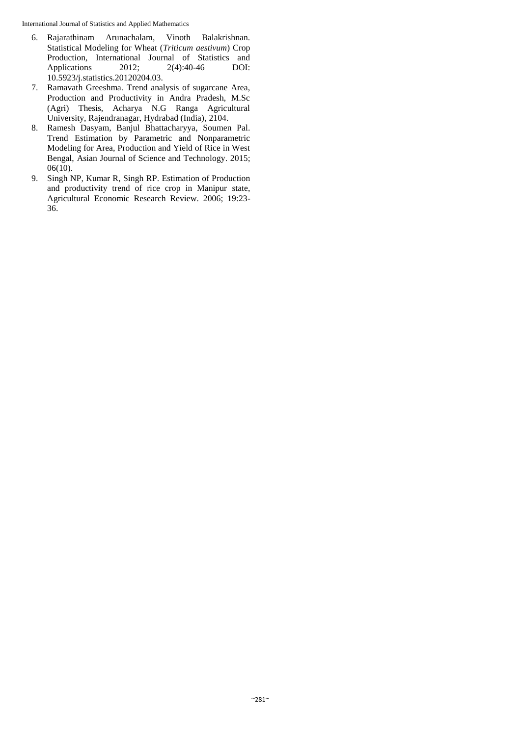6. Rajarathinam Arunachalam, Vinoth Balakrishnan. Statistical Modeling for Wheat (*Triticum aestivum*) Crop Production, International Journal of Statistics and Applications 2012; 2(4):40-46 DOI: 10.5923/j.statistics.20120204.03.
7. Ramavath Greeshma. Trend analysis of sugarcane Area, Production and Productivity in Andra Pradesh, M.Sc (Agri) Thesis, Acharya N.G Ranga Agricultural University, Rajendranagar, Hydrabad (India), 2104.
8. Ramesh Dasyam, Banjul Bhattacharyya, Soumen Pal. Trend Estimation by Parametric and Nonparametric Modeling for Area, Production and Yield of Rice in West Bengal, Asian Journal of Science and Technology. 2015; 06(10).
9. Singh NP, Kumar R, Singh RP. Estimation of Production and productivity trend of rice crop in Manipur state, Agricultural Economic Research Review. 2006; 19:23-36.